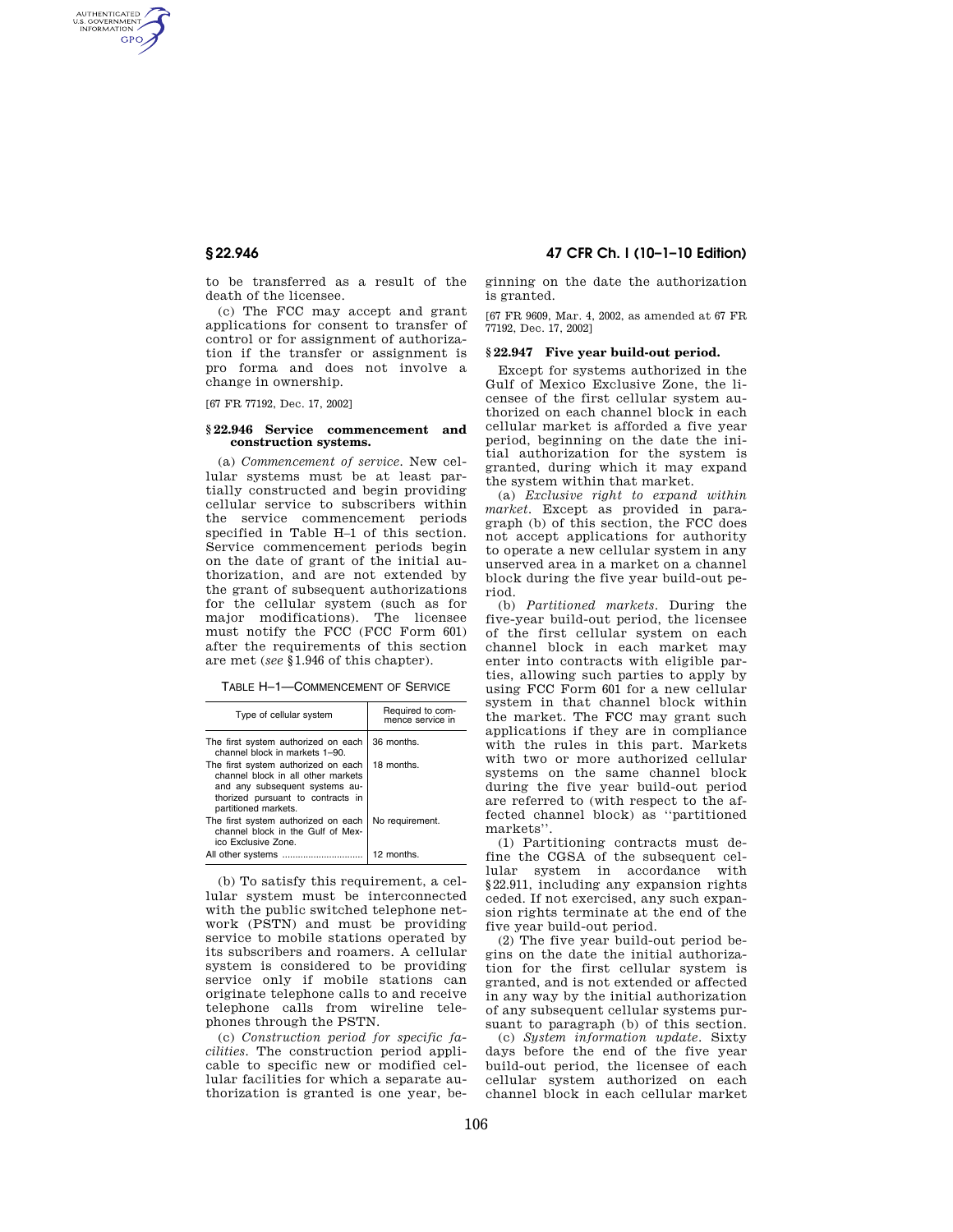to be transferred as a result of the death of the licensee.

(c) The FCC may accept and grant applications for consent to transfer of control or for assignment of authorization if the transfer or assignment is pro forma and does not involve a change in ownership.

[67 FR 77192, Dec. 17, 2002]

### § 22.946 Service commencement and construction systems.

(a) *Commencement of service.* New cellular systems must be at least partially constructed and begin providing cellular service to subscribers within the service commencement periods specified in Table H–1 of this section. Service commencement periods begin on the date of grant of the initial authorization, and are not extended by the grant of subsequent authorizations for the cellular system (such as for major modifications). The licensee must notify the FCC (FCC Form 601) after the requirements of this section are met (*see* § 1.946 of this chapter).

TABLE H–1—COMMENCEMENT OF SERVICE

| Type of cellular system | Required to commence service in |
|---|---|
| The first system authorized on each channel block in markets 1–90. | 36 months. |
| The first system authorized on each channel block in all other markets and any subsequent systems authorized pursuant to contracts in partitioned markets. | 18 months. |
| The first system authorized on each channel block in the Gulf of Mexico Exclusive Zone. | No requirement. |
| All other systems | 12 months. |

(b) To satisfy this requirement, a cellular system must be interconnected with the public switched telephone network (PSTN) and must be providing service to mobile stations operated by its subscribers and roamers. A cellular system is considered to be providing service only if mobile stations can originate telephone calls to and receive telephone calls from wireline telephones through the PSTN.

(c) *Construction period for specific facilities.* The construction period applicable to specific new or modified cellular facilities for which a separate authorization is granted is one year, beginning on the date the authorization is granted.

[67 FR 9609, Mar. 4, 2002, as amended at 67 FR 77192, Dec. 17, 2002]

### § 22.947 Five year build-out period.

Except for systems authorized in the Gulf of Mexico Exclusive Zone, the licensee of the first cellular system authorized on each channel block in each cellular market is afforded a five year period, beginning on the date the initial authorization for the system is granted, during which it may expand the system within that market.

(a) *Exclusive right to expand within market.* Except as provided in paragraph (b) of this section, the FCC does not accept applications for authority to operate a new cellular system in any unserved area in a market on a channel block during the five year build-out period.

(b) *Partitioned markets.* During the five-year build-out period, the licensee of the first cellular system on each channel block in each market may enter into contracts with eligible parties, allowing such parties to apply by using FCC Form 601 for a new cellular system in that channel block within the market. The FCC may grant such applications if they are in compliance with the rules in this part. Markets with two or more authorized cellular systems on the same channel block during the five year build-out period are referred to (with respect to the affected channel block) as ''partitioned markets''.

(1) Partitioning contracts must define the CGSA of the subsequent cellular system in accordance with § 22.911, including any expansion rights ceded. If not exercised, any such expansion rights terminate at the end of the five year build-out period.

(2) The five year build-out period begins on the date the initial authorization for the first cellular system is granted, and is not extended or affected in any way by the initial authorization of any subsequent cellular systems pursuant to paragraph (b) of this section.

(c) *System information update.* Sixty days before the end of the five year build-out period, the licensee of each cellular system authorized on each channel block in each cellular market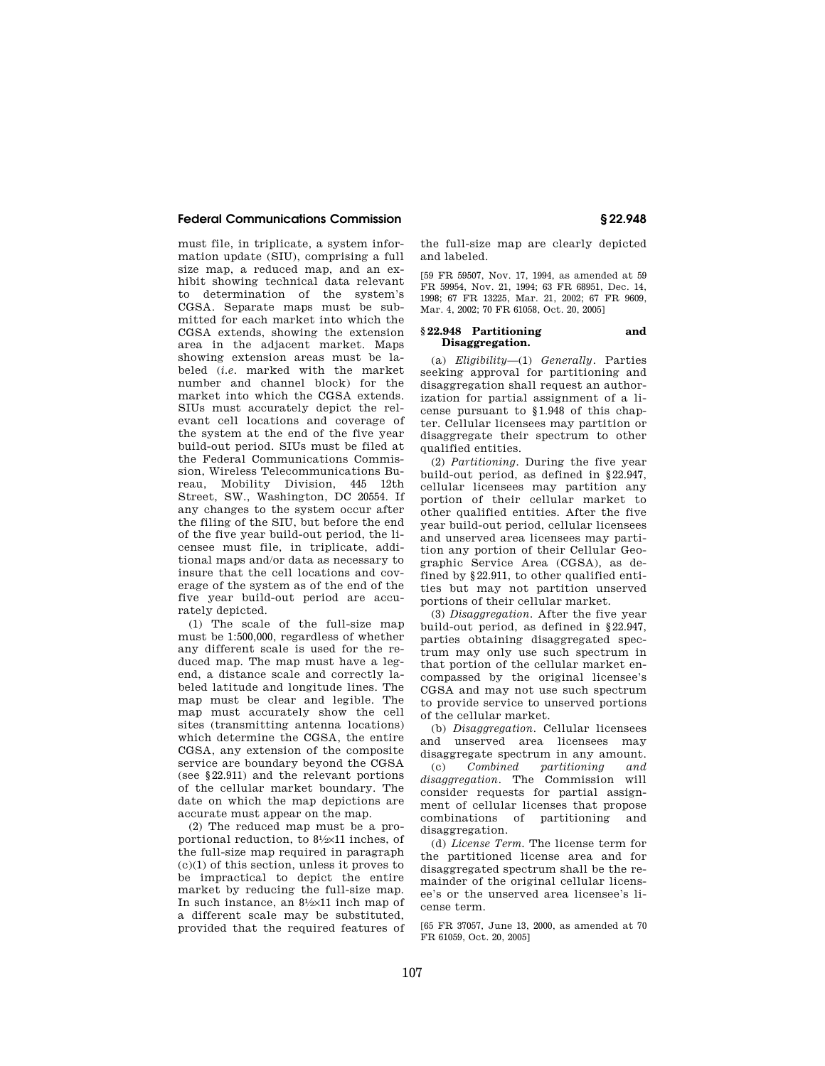must file, in triplicate, a system information update (SIU), comprising a full size map, a reduced map, and an exhibit showing technical data relevant to determination of the system's CGSA. Separate maps must be submitted for each market into which the CGSA extends, showing the extension area in the adjacent market. Maps showing extension areas must be labeled (*i.e.* marked with the market number and channel block) for the market into which the CGSA extends. SIUs must accurately depict the relevant cell locations and coverage of the system at the end of the five year build-out period. SIUs must be filed at the Federal Communications Commission, Wireless Telecommunications Bureau, Mobility Division, 445 12th Street, SW., Washington, DC 20554. If any changes to the system occur after the filing of the SIU, but before the end of the five year build-out period, the licensee must file, in triplicate, additional maps and/or data as necessary to insure that the cell locations and coverage of the system as of the end of the five year build-out period are accurately depicted.

(1) The scale of the full-size map must be 1:500,000, regardless of whether any different scale is used for the reduced map. The map must have a legend, a distance scale and correctly labeled latitude and longitude lines. The map must be clear and legible. The map must accurately show the cell sites (transmitting antenna locations) which determine the CGSA, the entire CGSA, any extension of the composite service are boundary beyond the CGSA (see §22.911) and the relevant portions of the cellular market boundary. The date on which the map depictions are accurate must appear on the map.

(2) The reduced map must be a proportional reduction, to 8½×11 inches, of the full-size map required in paragraph (c)(1) of this section, unless it proves to be impractical to depict the entire market by reducing the full-size map. In such instance, an 8½×11 inch map of a different scale may be substituted, provided that the required features of the full-size map are clearly depicted and labeled.

[59 FR 59507, Nov. 17, 1994, as amended at 59 FR 59954, Nov. 21, 1994; 63 FR 68951, Dec. 14, 1998; 67 FR 13225, Mar. 21, 2002; 67 FR 9609, Mar. 4, 2002; 70 FR 61058, Oct. 20, 2005]

## § 22.948 Partitioning and Disaggregation.

(a) *Eligibility*—(1) *Generally*. Parties seeking approval for partitioning and disaggregation shall request an authorization for partial assignment of a license pursuant to §1.948 of this chapter. Cellular licensees may partition or disaggregate their spectrum to other qualified entities.

(2) *Partitioning*. During the five year build-out period, as defined in §22.947, cellular licensees may partition any portion of their cellular market to other qualified entities. After the five year build-out period, cellular licensees and unserved area licensees may partition any portion of their Cellular Geographic Service Area (CGSA), as defined by §22.911, to other qualified entities but may not partition unserved portions of their cellular market.

(3) *Disaggregation*. After the five year build-out period, as defined in §22.947, parties obtaining disaggregated spectrum may only use such spectrum in that portion of the cellular market encompassed by the original licensee's CGSA and may not use such spectrum to provide service to unserved portions of the cellular market.

(b) *Disaggregation*. Cellular licensees and unserved area licensees may disaggregate spectrum in any amount.

(c) *Combined partitioning and disaggregation*. The Commission will consider requests for partial assignment of cellular licenses that propose combinations of partitioning and disaggregation.

(d) *License Term*. The license term for the partitioned license area and for disaggregated spectrum shall be the remainder of the original cellular licensee's or the unserved area licensee's license term.

[65 FR 37057, June 13, 2000, as amended at 70 FR 61059, Oct. 20, 2005]